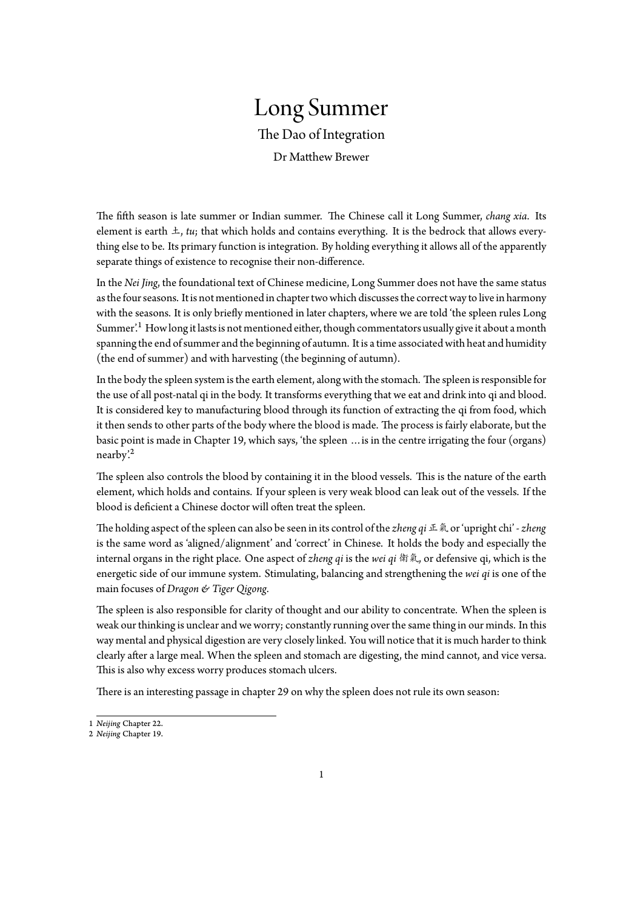# Long Summer

## The Dao of Integration

Dr Matthew Brewer

The fifth season is late summer or Indian summer. The Chinese call it Long Summer, *chang xia*. Its element is earth 土, *tu*; that which holds and contains everything. It is the bedrock that allows everything else to be. Its primary function is integration. By holding everything it allows all of the apparently separate things of existence to recognise their non-difference.

In the *Nei Jing*, the foundational text of Chinese medicine, Long Summer does not have the same status as the four seasons. It is not mentioned in chapter two which discusses the correct way to live in harmony with the seasons. It is only briefly mentioned in later chapters, where we are told 'the spleen rules Long Summer'.[1] How long it lasts is not mentioned either, though commentators usually give it about a month spanning the end of summer and the beginning of autumn. It is a time associated with heat and humidity (the end of summer) and with harvesting (the beginning of autumn).

In the body the spleen system is the earth element, along with the stomach. The spleen is responsible for the use of all post-natal qi in the body. It transforms everything that we eat and drink into qi and blood. It is considered key to manufacturing blood through its function of extracting the qi from food, which it then sends to other parts of the body where the blood is made. The process is fairly elaborate, but the basic point is made in Chapter 19, which says, 'the spleen … is in the centre irrigating the four (organs) nearby'.[2]

The spleen also controls the blood by containing it in the blood vessels. This is the nature of the earth element, which holds and contains. If your spleen is very weak blood can leak out of the vessels. If the blood is deficient a Chinese doctor will often treat the spleen.

The holding aspect of the spleen can also be seen in its control of the *zheng qi* 正氣 or 'upright chi' - *zheng* is the same word as 'aligned/alignment' and 'correct' in Chinese. It holds the body and especially the internal organs in the right place. One aspect of *zheng qi* is the *wei qi* 衛氣, or defensive qi, which is the energetic side of our immune system. Stimulating, balancing and strengthening the *wei qi* is one of the main focuses of *Dragon & Tiger Qigong*.

The spleen is also responsible for clarity of thought and our ability to concentrate. When the spleen is weak our thinking is unclear and we worry; constantly running over the same thing in our minds. In this way mental and physical digestion are very closely linked. You will notice that it is much harder to think clearly after a large meal. When the spleen and stomach are digesting, the mind cannot, and vice versa. This is also why excess worry produces stomach ulcers.

There is an interesting passage in chapter 29 on why the spleen does not rule its own season:

---

1 *Neijing* Chapter 22.

2 *Neijing* Chapter 19.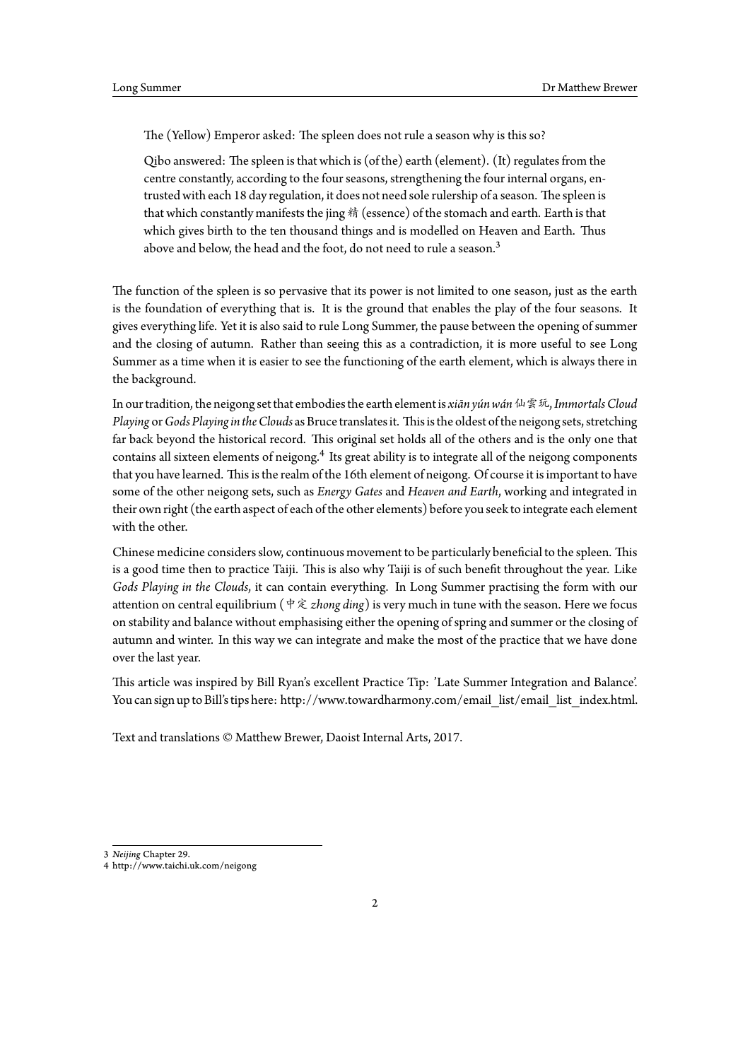> The (Yellow) Emperor asked: The spleen does not rule a season why is this so?
>
> Qibo answered: The spleen is that which is (of the) earth (element). (It) regulates from the centre constantly, according to the four seasons, strengthening the four internal organs, entrusted with each 18 day regulation, it does not need sole rulership of a season. The spleen is that which constantly manifests the jing 精 (essence) of the stomach and earth. Earth is that which gives birth to the ten thousand things and is modelled on Heaven and Earth. Thus above and below, the head and the foot, do not need to rule a season.[3]

The function of the spleen is so pervasive that its power is not limited to one season, just as the earth is the foundation of everything that is. It is the ground that enables the play of the four seasons. It gives everything life. Yet it is also said to rule Long Summer, the pause between the opening of summer and the closing of autumn. Rather than seeing this as a contradiction, it is more useful to see Long Summer as a time when it is easier to see the functioning of the earth element, which is always there in the background.

In our tradition, the neigong set that embodies the earth element is *xiān yún wán* 仙雲玩, *Immortals Cloud Playing* or *Gods Playing in the Clouds* as Bruce translates it. This is the oldest of the neigong sets, stretching far back beyond the historical record. This original set holds all of the others and is the only one that contains all sixteen elements of neigong.[4] Its great ability is to integrate all of the neigong components that you have learned. This is the realm of the 16th element of neigong. Of course it is important to have some of the other neigong sets, such as *Energy Gates* and *Heaven and Earth*, working and integrated in their own right (the earth aspect of each of the other elements) before you seek to integrate each element with the other.

Chinese medicine considers slow, continuous movement to be particularly beneficial to the spleen. This is a good time then to practice Taiji. This is also why Taiji is of such benefit throughout the year. Like *Gods Playing in the Clouds*, it can contain everything. In Long Summer practising the form with our attention on central equilibrium (中定 *zhong ding*) is very much in tune with the season. Here we focus on stability and balance without emphasising either the opening of spring and summer or the closing of autumn and winter. In this way we can integrate and make the most of the practice that we have done over the last year.

This article was inspired by Bill Ryan's excellent Practice Tip: 'Late Summer Integration and Balance'. You can sign up to Bill's tips here: http://www.towardharmony.com/email_list/email_list_index.html.

Text and translations © Matthew Brewer, Daoist Internal Arts, 2017.

---

3 *Neijing* Chapter 29.

4 http://www.taichi.uk.com/neigong